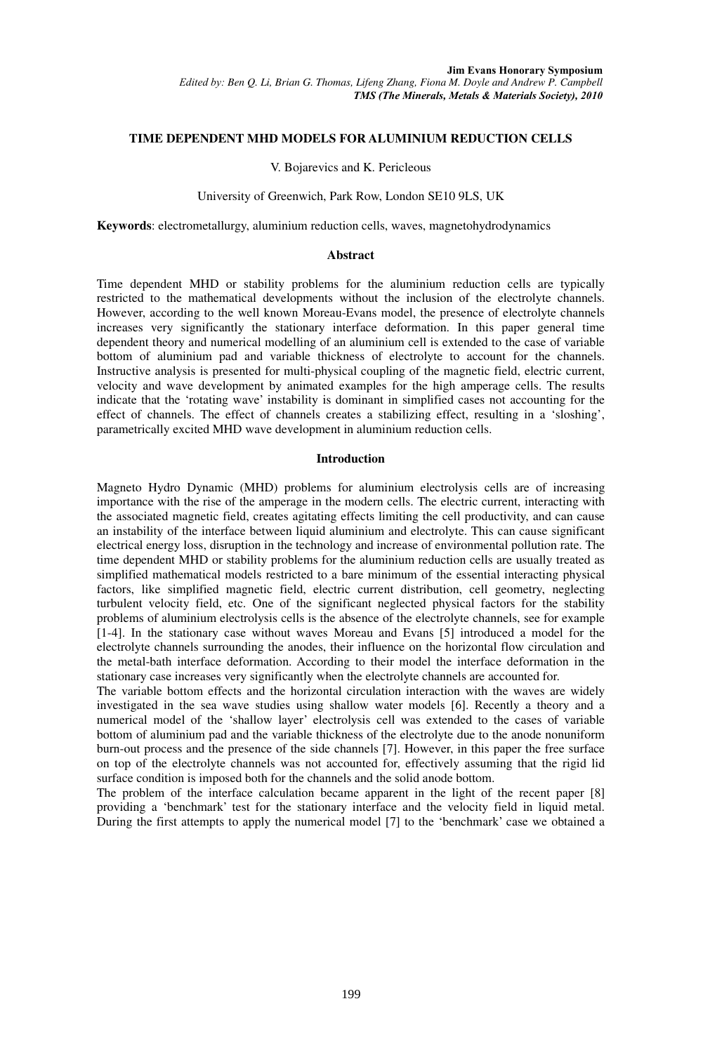**Jim Evans Honorary Symposium**
*Edited by: Ben Q. Li, Brian G. Thomas, Lifeng Zhang, Fiona M. Doyle and Andrew P. Campbell*
***TMS (The Minerals, Metals & Materials Society), 2010***

# TIME DEPENDENT MHD MODELS FOR ALUMINIUM REDUCTION CELLS

V. Bojarevics and K. Pericleous

University of Greenwich, Park Row, London SE10 9LS, UK

**Keywords**: electrometallurgy, aluminium reduction cells, waves, magnetohydrodynamics

## Abstract

Time dependent MHD or stability problems for the aluminium reduction cells are typically restricted to the mathematical developments without the inclusion of the electrolyte channels. However, according to the well known Moreau-Evans model, the presence of electrolyte channels increases very significantly the stationary interface deformation. In this paper general time dependent theory and numerical modelling of an aluminium cell is extended to the case of variable bottom of aluminium pad and variable thickness of electrolyte to account for the channels. Instructive analysis is presented for multi-physical coupling of the magnetic field, electric current, velocity and wave development by animated examples for the high amperage cells. The results indicate that the 'rotating wave' instability is dominant in simplified cases not accounting for the effect of channels. The effect of channels creates a stabilizing effect, resulting in a 'sloshing', parametrically excited MHD wave development in aluminium reduction cells.

## Introduction

Magneto Hydro Dynamic (MHD) problems for aluminium electrolysis cells are of increasing importance with the rise of the amperage in the modern cells. The electric current, interacting with the associated magnetic field, creates agitating effects limiting the cell productivity, and can cause an instability of the interface between liquid aluminium and electrolyte. This can cause significant electrical energy loss, disruption in the technology and increase of environmental pollution rate. The time dependent MHD or stability problems for the aluminium reduction cells are usually treated as simplified mathematical models restricted to a bare minimum of the essential interacting physical factors, like simplified magnetic field, electric current distribution, cell geometry, neglecting turbulent velocity field, etc. One of the significant neglected physical factors for the stability problems of aluminium electrolysis cells is the absence of the electrolyte channels, see for example [1-4]. In the stationary case without waves Moreau and Evans [5] introduced a model for the electrolyte channels surrounding the anodes, their influence on the horizontal flow circulation and the metal-bath interface deformation. According to their model the interface deformation in the stationary case increases very significantly when the electrolyte channels are accounted for.

The variable bottom effects and the horizontal circulation interaction with the waves are widely investigated in the sea wave studies using shallow water models [6]. Recently a theory and a numerical model of the 'shallow layer' electrolysis cell was extended to the cases of variable bottom of aluminium pad and the variable thickness of the electrolyte due to the anode nonuniform burn-out process and the presence of the side channels [7]. However, in this paper the free surface on top of the electrolyte channels was not accounted for, effectively assuming that the rigid lid surface condition is imposed both for the channels and the solid anode bottom.

The problem of the interface calculation became apparent in the light of the recent paper [8] providing a 'benchmark' test for the stationary interface and the velocity field in liquid metal. During the first attempts to apply the numerical model [7] to the 'benchmark' case we obtained a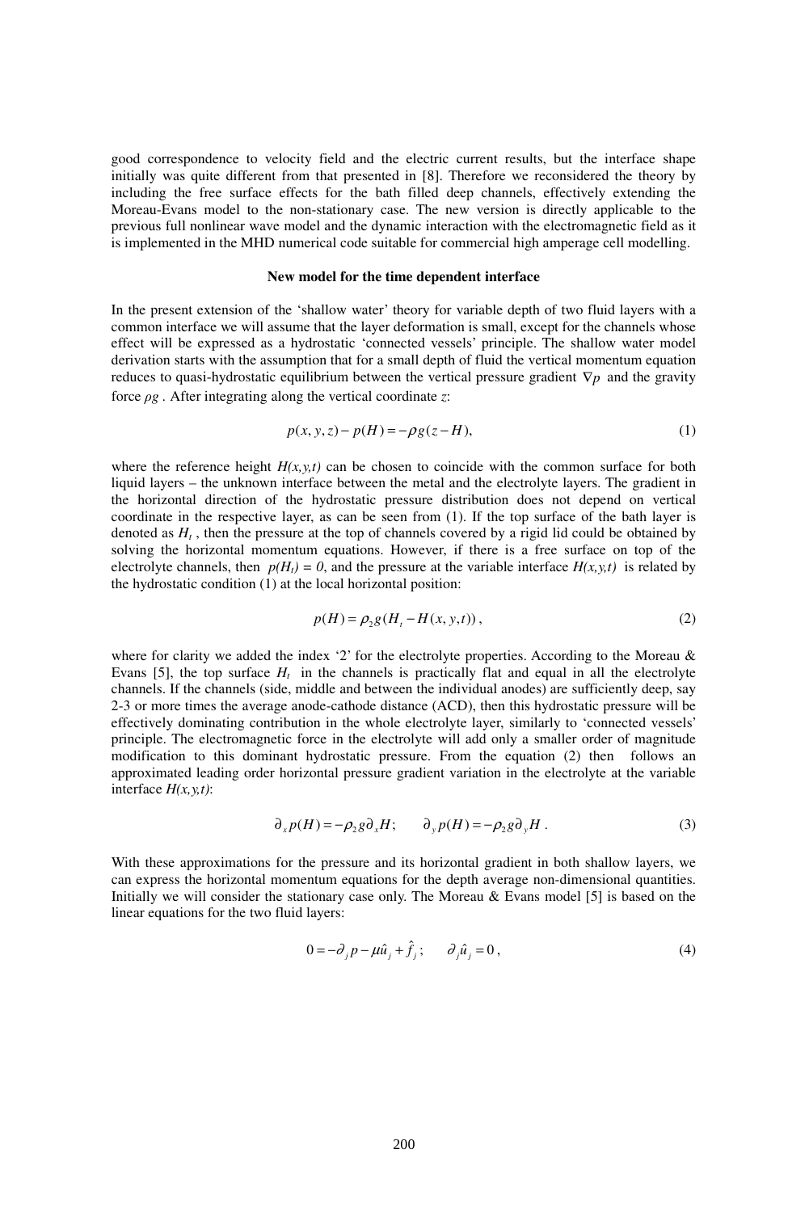good correspondence to velocity field and the electric current results, but the interface shape initially was quite different from that presented in [8]. Therefore we reconsidered the theory by including the free surface effects for the bath filled deep channels, effectively extending the Moreau-Evans model to the non-stationary case. The new version is directly applicable to the previous full nonlinear wave model and the dynamic interaction with the electromagnetic field as it is implemented in the MHD numerical code suitable for commercial high amperage cell modelling.

## New model for the time dependent interface

In the present extension of the 'shallow water' theory for variable depth of two fluid layers with a common interface we will assume that the layer deformation is small, except for the channels whose effect will be expressed as a hydrostatic 'connected vessels' principle. The shallow water model derivation starts with the assumption that for a small depth of fluid the vertical momentum equation reduces to quasi-hydrostatic equilibrium between the vertical pressure gradient $\nabla p$ and the gravity force $\rho g$. After integrating along the vertical coordinate $z$:

$$p(x, y, z) - p(H) = -\rho g(z - H), \tag{1}$$

where the reference height $H(x,y,t)$ can be chosen to coincide with the common surface for both liquid layers – the unknown interface between the metal and the electrolyte layers. The gradient in the horizontal direction of the hydrostatic pressure distribution does not depend on vertical coordinate in the respective layer, as can be seen from (1). If the top surface of the bath layer is denoted as $H_t$, then the pressure at the top of channels covered by a rigid lid could be obtained by solving the horizontal momentum equations. However, if there is a free surface on top of the electrolyte channels, then $p(H_t) = 0$, and the pressure at the variable interface $H(x,y,t)$ is related by the hydrostatic condition (1) at the local horizontal position:

$$p(H) = \rho_2 g(H_t - H(x, y, t)), \tag{2}$$

where for clarity we added the index '2' for the electrolyte properties. According to the Moreau & Evans [5], the top surface $H_t$ in the channels is practically flat and equal in all the electrolyte channels. If the channels (side, middle and between the individual anodes) are sufficiently deep, say 2-3 or more times the average anode-cathode distance (ACD), then this hydrostatic pressure will be effectively dominating contribution in the whole electrolyte layer, similarly to 'connected vessels' principle. The electromagnetic force in the electrolyte will add only a smaller order of magnitude modification to this dominant hydrostatic pressure. From the equation (2) then follows an approximated leading order horizontal pressure gradient variation in the electrolyte at the variable interface $H(x,y,t)$:

$$\partial_x p(H) = -\rho_2 g \partial_x H; \qquad \partial_y p(H) = -\rho_2 g \partial_y H\ . \tag{3}$$

With these approximations for the pressure and its horizontal gradient in both shallow layers, we can express the horizontal momentum equations for the depth average non-dimensional quantities. Initially we will consider the stationary case only. The Moreau & Evans model [5] is based on the linear equations for the two fluid layers:

$$0 = -\partial_j p - \mu \hat{u}_j + \hat{f}_j; \qquad \partial_j \hat{u}_j = 0\ , \tag{4}$$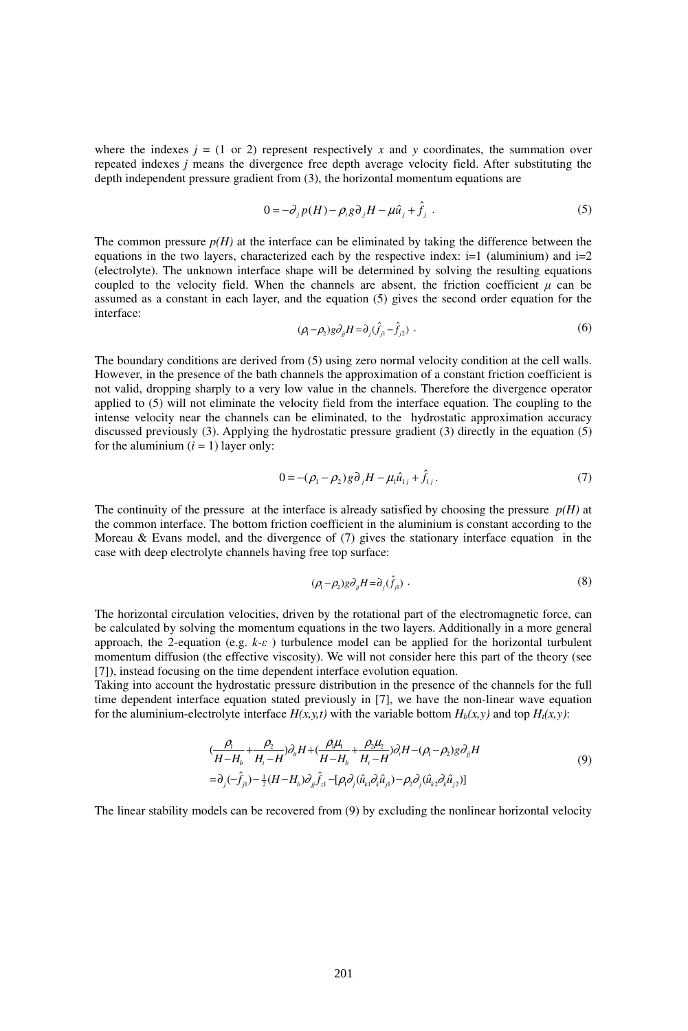where the indexes $j$ = (1 or 2) represent respectively $x$ and $y$ coordinates, the summation over repeated indexes $j$ means the divergence free depth average velocity field. After substituting the depth independent pressure gradient from (3), the horizontal momentum equations are

$$0 = -\partial_j p(H) - \rho_i g \partial_j H - \mu \hat{u}_j + \hat{f}_j \ . \tag{5}$$

The common pressure $p(H)$ at the interface can be eliminated by taking the difference between the equations in the two layers, characterized each by the respective index: i=1 (aluminium) and i=2 (electrolyte). The unknown interface shape will be determined by solving the resulting equations coupled to the velocity field. When the channels are absent, the friction coefficient $\mu$ can be assumed as a constant in each layer, and the equation (5) gives the second order equation for the interface:

$$(\rho_1 - \rho_2) g \partial_{jj} H = \partial_j (\hat{f}_{j1} - \hat{f}_{j2}) \ . \tag{6}$$

The boundary conditions are derived from (5) using zero normal velocity condition at the cell walls. However, in the presence of the bath channels the approximation of a constant friction coefficient is not valid, dropping sharply to a very low value in the channels. Therefore the divergence operator applied to (5) will not eliminate the velocity field from the interface equation. The coupling to the intense velocity near the channels can be eliminated, to the hydrostatic approximation accuracy discussed previously (3). Applying the hydrostatic pressure gradient (3) directly in the equation (5) for the aluminium ($i$ = 1) layer only:

$$0 = -(\rho_1 - \rho_2) g \partial_j H - \mu_1 \hat{u}_{1j} + \hat{f}_{1j} \, . \tag{7}$$

The continuity of the pressure at the interface is already satisfied by choosing the pressure $p(H)$ at the common interface. The bottom friction coefficient in the aluminium is constant according to the Moreau & Evans model, and the divergence of (7) gives the stationary interface equation in the case with deep electrolyte channels having free top surface:

$$(\rho_1 - \rho_2) g \partial_{jj} H = \partial_j (\hat{f}_{j1}) \ . \tag{8}$$

The horizontal circulation velocities, driven by the rotational part of the electromagnetic force, can be calculated by solving the momentum equations in the two layers. Additionally in a more general approach, the 2-equation (e.g. $k$-$\varepsilon$ ) turbulence model can be applied for the horizontal turbulent momentum diffusion (the effective viscosity). We will not consider here this part of the theory (see [7]), instead focusing on the time dependent interface evolution equation.

Taking into account the hydrostatic pressure distribution in the presence of the channels for the full time dependent interface equation stated previously in [7], we have the non-linear wave equation for the aluminium-electrolyte interface $H(x,y,t)$ with the variable bottom $H_b(x,y)$ and top $H_t(x,y)$:

$$\begin{aligned}
&\left(\frac{\rho_1}{H - H_b} + \frac{\rho_2}{H_t - H}\right)\partial_{tt} H + \left(\frac{\rho_1 \mu_1}{H - H_b} + \frac{\rho_2 \mu_2}{H_t - H}\right)\partial_t H - (\rho_1 - \rho_2) g \partial_{jj} H \\
&= \partial_j(-\hat{f}_{j1}) - \tfrac{1}{2}(H - H_b)\partial_{jj}\hat{f}_{z1} - [\rho_1 \partial_j(\hat{u}_{k1}\partial_k \hat{u}_{j1}) - \rho_2 \partial_j(\hat{u}_{k2}\partial_k \hat{u}_{j2})]
\end{aligned} \tag{9}$$

The linear stability models can be recovered from (9) by excluding the nonlinear horizontal velocity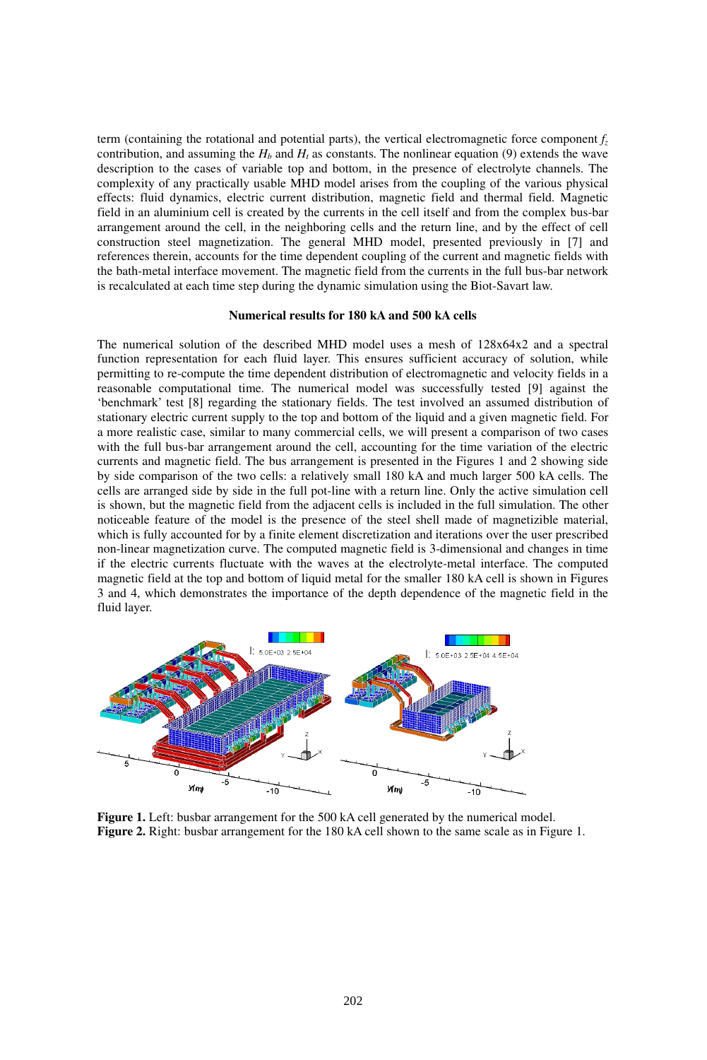term (containing the rotational and potential parts), the vertical electromagnetic force component $f_z$ contribution, and assuming the $H_b$ and $H_t$ as constants. The nonlinear equation (9) extends the wave description to the cases of variable top and bottom, in the presence of electrolyte channels. The complexity of any practically usable MHD model arises from the coupling of the various physical effects: fluid dynamics, electric current distribution, magnetic field and thermal field. Magnetic field in an aluminium cell is created by the currents in the cell itself and from the complex bus-bar arrangement around the cell, in the neighboring cells and the return line, and by the effect of cell construction steel magnetization. The general MHD model, presented previously in [7] and references therein, accounts for the time dependent coupling of the current and magnetic fields with the bath-metal interface movement. The magnetic field from the currents in the full bus-bar network is recalculated at each time step during the dynamic simulation using the Biot-Savart law.

## Numerical results for 180 kA and 500 kA cells

The numerical solution of the described MHD model uses a mesh of 128x64x2 and a spectral function representation for each fluid layer. This ensures sufficient accuracy of solution, while permitting to re-compute the time dependent distribution of electromagnetic and velocity fields in a reasonable computational time. The numerical model was successfully tested [9] against the 'benchmark' test [8] regarding the stationary fields. The test involved an assumed distribution of stationary electric current supply to the top and bottom of the liquid and a given magnetic field. For a more realistic case, similar to many commercial cells, we will present a comparison of two cases with the full bus-bar arrangement around the cell, accounting for the time variation of the electric currents and magnetic field. The bus arrangement is presented in the Figures 1 and 2 showing side by side comparison of the two cells: a relatively small 180 kA and much larger 500 kA cells. The cells are arranged side by side in the full pot-line with a return line. Only the active simulation cell is shown, but the magnetic field from the adjacent cells is included in the full simulation. The other noticeable feature of the model is the presence of the steel shell made of magnetizible material, which is fully accounted for by a finite element discretization and iterations over the user prescribed non-linear magnetization curve. The computed magnetic field is 3-dimensional and changes in time if the electric currents fluctuate with the waves at the electrolyte-metal interface. The computed magnetic field at the top and bottom of liquid metal for the smaller 180 kA cell is shown in Figures 3 and 4, which demonstrates the importance of the depth dependence of the magnetic field in the fluid layer.

**Figure 1.** Left: busbar arrangement for the 500 kA cell generated by the numerical model.
**Figure 2.** Right: busbar arrangement for the 180 kA cell shown to the same scale as in Figure 1.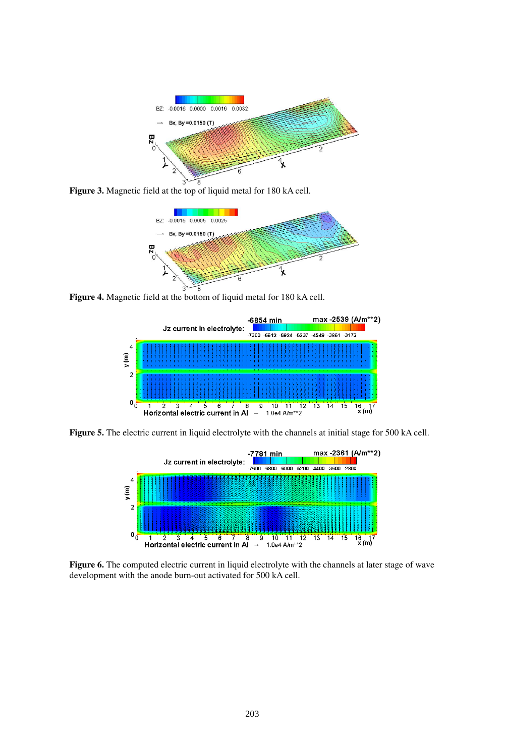**Figure 3.** Magnetic field at the top of liquid metal for 180 kA cell.

**Figure 4.** Magnetic field at the bottom of liquid metal for 180 kA cell.

**Figure 5.** The electric current in liquid electrolyte with the channels at initial stage for 500 kA cell.

**Figure 6.** The computed electric current in liquid electrolyte with the channels at later stage of wave development with the anode burn-out activated for 500 kA cell.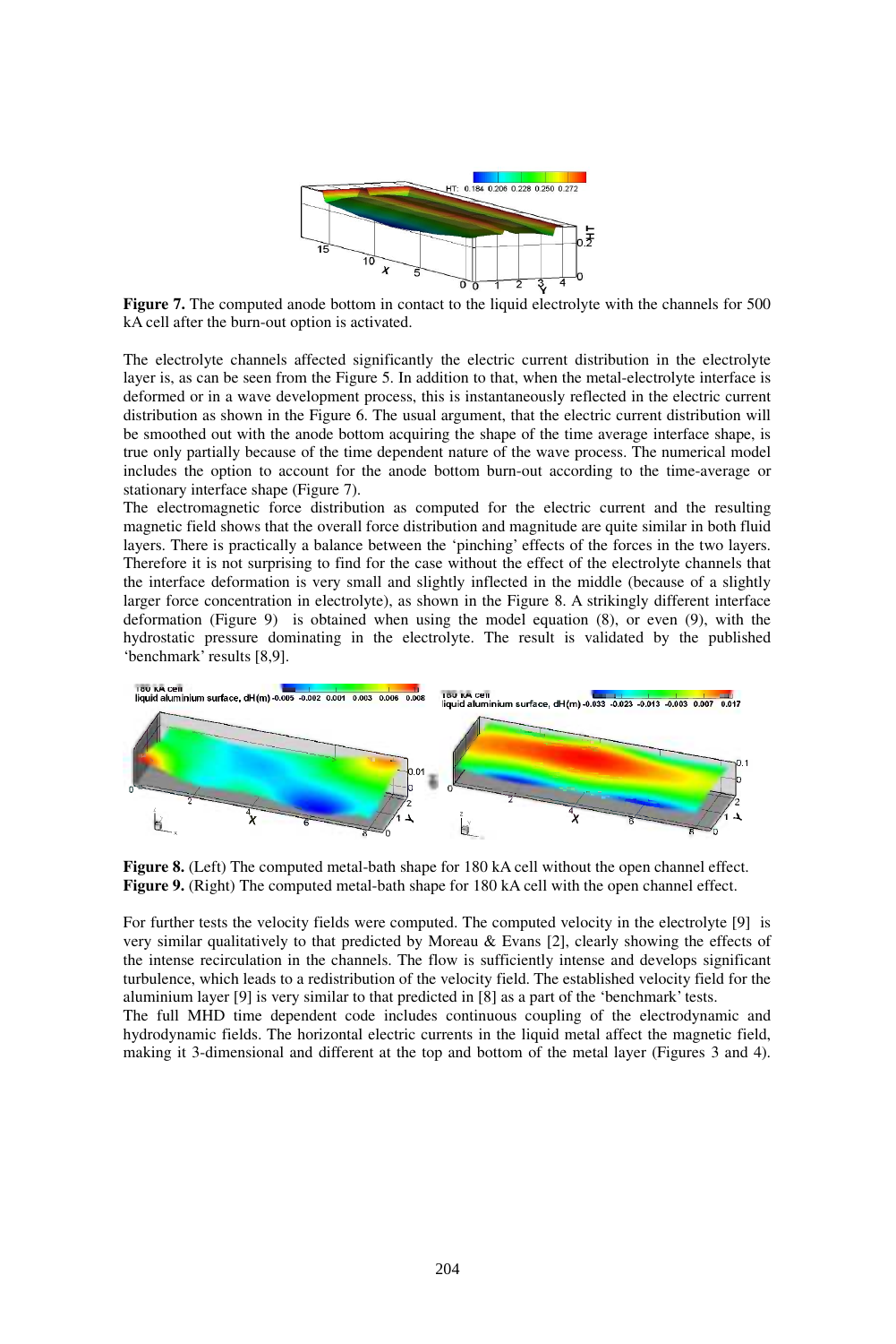**Figure 7.** The computed anode bottom in contact to the liquid electrolyte with the channels for 500 kA cell after the burn-out option is activated.

The electrolyte channels affected significantly the electric current distribution in the electrolyte layer is, as can be seen from the Figure 5. In addition to that, when the metal-electrolyte interface is deformed or in a wave development process, this is instantaneously reflected in the electric current distribution as shown in the Figure 6. The usual argument, that the electric current distribution will be smoothed out with the anode bottom acquiring the shape of the time average interface shape, is true only partially because of the time dependent nature of the wave process. The numerical model includes the option to account for the anode bottom burn-out according to the time-average or stationary interface shape (Figure 7).
The electromagnetic force distribution as computed for the electric current and the resulting magnetic field shows that the overall force distribution and magnitude are quite similar in both fluid layers. There is practically a balance between the 'pinching' effects of the forces in the two layers. Therefore it is not surprising to find for the case without the effect of the electrolyte channels that the interface deformation is very small and slightly inflected in the middle (because of a slightly larger force concentration in electrolyte), as shown in the Figure 8. A strikingly different interface deformation (Figure 9) is obtained when using the model equation (8), or even (9), with the hydrostatic pressure dominating in the electrolyte. The result is validated by the published 'benchmark' results [8,9].

**Figure 8.** (Left) The computed metal-bath shape for 180 kA cell without the open channel effect.
**Figure 9.** (Right) The computed metal-bath shape for 180 kA cell with the open channel effect.

For further tests the velocity fields were computed. The computed velocity in the electrolyte [9] is very similar qualitatively to that predicted by Moreau & Evans [2], clearly showing the effects of the intense recirculation in the channels. The flow is sufficiently intense and develops significant turbulence, which leads to a redistribution of the velocity field. The established velocity field for the aluminium layer [9] is very similar to that predicted in [8] as a part of the 'benchmark' tests.
The full MHD time dependent code includes continuous coupling of the electrodynamic and hydrodynamic fields. The horizontal electric currents in the liquid metal affect the magnetic field, making it 3-dimensional and different at the top and bottom of the metal layer (Figures 3 and 4).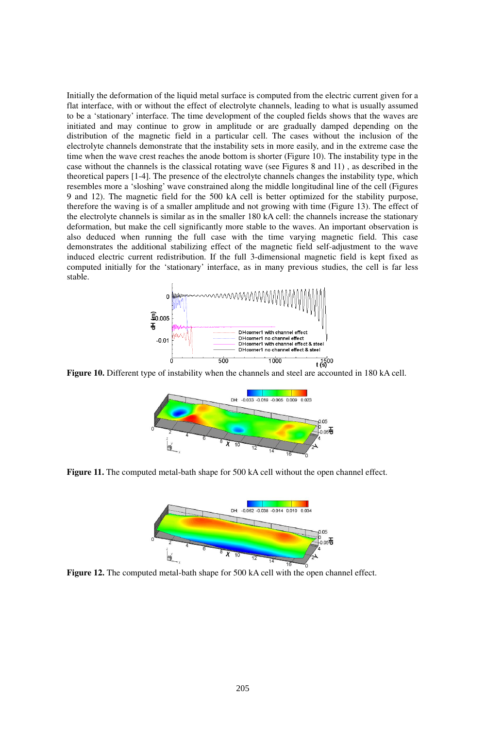Initially the deformation of the liquid metal surface is computed from the electric current given for a flat interface, with or without the effect of electrolyte channels, leading to what is usually assumed to be a 'stationary' interface. The time development of the coupled fields shows that the waves are initiated and may continue to grow in amplitude or are gradually damped depending on the distribution of the magnetic field in a particular cell. The cases without the inclusion of the electrolyte channels demonstrate that the instability sets in more easily, and in the extreme case the time when the wave crest reaches the anode bottom is shorter (Figure 10). The instability type in the case without the channels is the classical rotating wave (see Figures 8 and 11) , as described in the theoretical papers [1-4]. The presence of the electrolyte channels changes the instability type, which resembles more a 'sloshing' wave constrained along the middle longitudinal line of the cell (Figures 9 and 12). The magnetic field for the 500 kA cell is better optimized for the stability purpose, therefore the waving is of a smaller amplitude and not growing with time (Figure 13). The effect of the electrolyte channels is similar as in the smaller 180 kA cell: the channels increase the stationary deformation, but make the cell significantly more stable to the waves. An important observation is also deduced when running the full case with the time varying magnetic field. This case demonstrates the additional stabilizing effect of the magnetic field self-adjustment to the wave induced electric current redistribution. If the full 3-dimensional magnetic field is kept fixed as computed initially for the 'stationary' interface, as in many previous studies, the cell is far less stable.

**Figure 10.** Different type of instability when the channels and steel are accounted in 180 kA cell.

**Figure 11.** The computed metal-bath shape for 500 kA cell without the open channel effect.

**Figure 12.** The computed metal-bath shape for 500 kA cell with the open channel effect.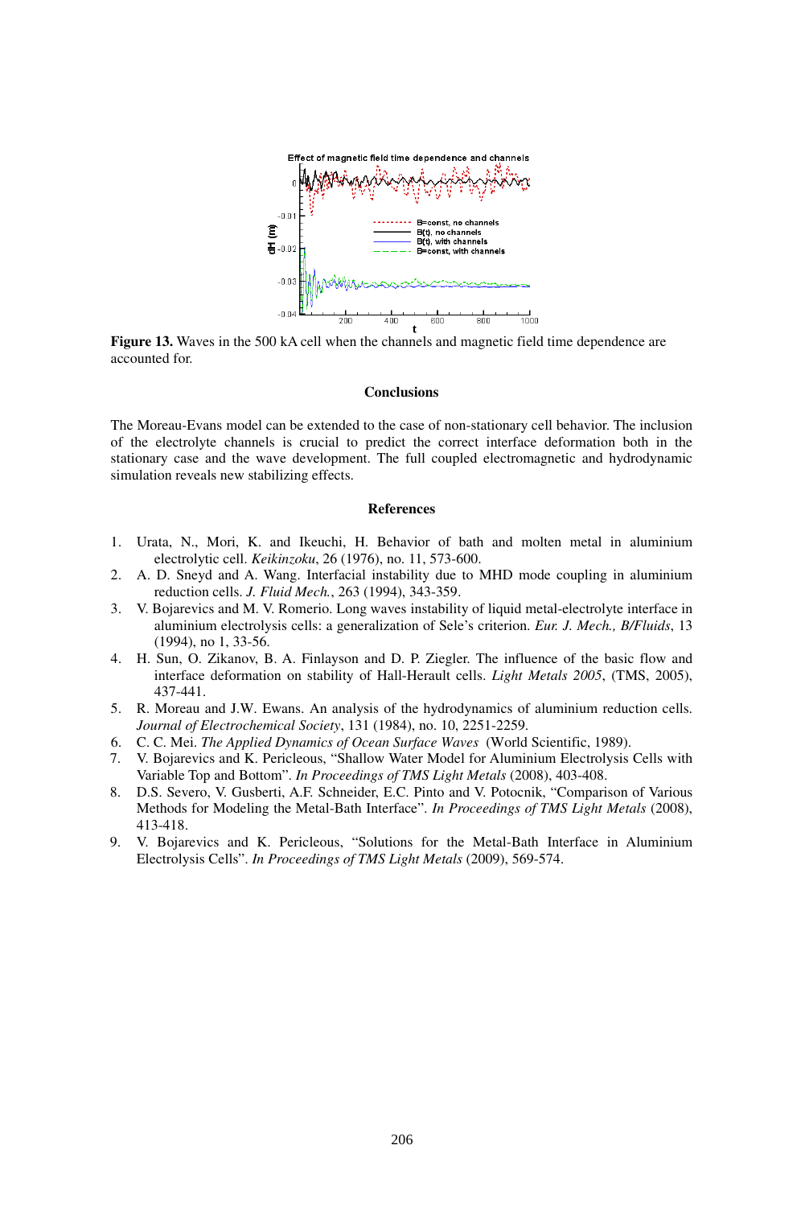Effect of magnetic field time dependence and channels

0

-0.01

dH (m)

-0.02

-0.03

-0.04

200

400

600

800

1000

t

B=const, no channels

B(t), no channels

B(t), with channels

B=const, with channels

**Figure 13.** Waves in the 500 kA cell when the channels and magnetic field time dependence are accounted for.

## Conclusions

The Moreau-Evans model can be extended to the case of non-stationary cell behavior. The inclusion of the electrolyte channels is crucial to predict the correct interface deformation both in the stationary case and the wave development. The full coupled electromagnetic and hydrodynamic simulation reveals new stabilizing effects.

## References

1. Urata, N., Mori, K. and Ikeuchi, H. Behavior of bath and molten metal in aluminium electrolytic cell. *Keikinzoku*, 26 (1976), no. 11, 573-600.
2. A. D. Sneyd and A. Wang. Interfacial instability due to MHD mode coupling in aluminium reduction cells. *J. Fluid Mech.*, 263 (1994), 343-359.
3. V. Bojarevics and M. V. Romerio. Long waves instability of liquid metal-electrolyte interface in aluminium electrolysis cells: a generalization of Sele's criterion. *Eur. J. Mech., B/Fluids*, 13 (1994), no 1, 33-56.
4. H. Sun, O. Zikanov, B. A. Finlayson and D. P. Ziegler. The influence of the basic flow and interface deformation on stability of Hall-Herault cells. *Light Metals 2005*, (TMS, 2005), 437-441.
5. R. Moreau and J.W. Ewans. An analysis of the hydrodynamics of aluminium reduction cells. *Journal of Electrochemical Society*, 131 (1984), no. 10, 2251-2259.
6. C. C. Mei. *The Applied Dynamics of Ocean Surface Waves* (World Scientific, 1989).
7. V. Bojarevics and K. Pericleous, "Shallow Water Model for Aluminium Electrolysis Cells with Variable Top and Bottom". *In Proceedings of TMS Light Metals* (2008), 403-408.
8. D.S. Severo, V. Gusberti, A.F. Schneider, E.C. Pinto and V. Potocnik, "Comparison of Various Methods for Modeling the Metal-Bath Interface". *In Proceedings of TMS Light Metals* (2008), 413-418.
9. V. Bojarevics and K. Pericleous, "Solutions for the Metal-Bath Interface in Aluminium Electrolysis Cells". *In Proceedings of TMS Light Metals* (2009), 569-574.